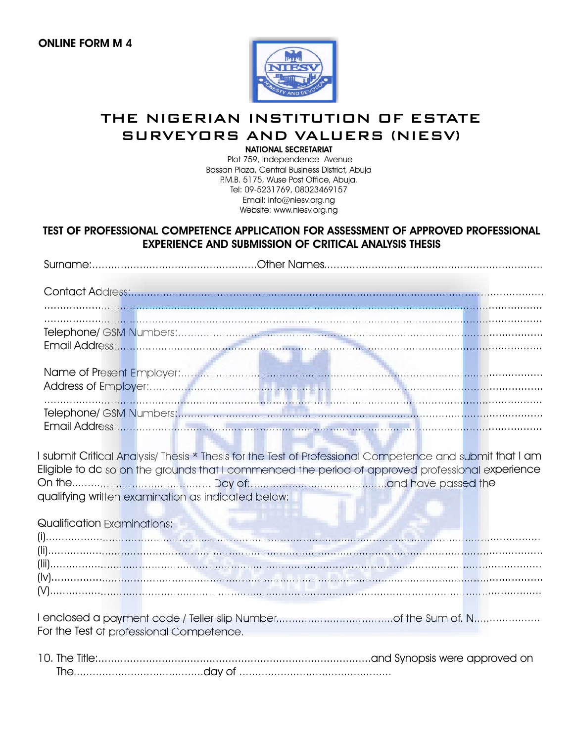**ONLINE FORM M 4**

# THE NIGERIAN INSTITUTION OF ESTATE SURVEYORS AND VALUERS (NIESV)

**NATIONAL SECRETARIAT**
Plot 759, Independence Avenue
Bassan Plaza, Central Business District, Abuja
P.M.B. 5175, Wuse Post Office, Abuja.
Tel: 09-5231769, 08023469157
Email: info@niesv.org.ng
Website: www.niesv.org.ng

## TEST OF PROFESSIONAL COMPETENCE APPLICATION FOR ASSESSMENT OF APPROVED PROFESSIONAL EXPERIENCE AND SUBMISSION OF CRITICAL ANALYSIS THESIS

Surname:.................................................Other Names..................................................................

Contact Address:..........................................................................................................................
.......................................................................................................................................................
.......................................................................................................................................................
Telephone/ GSM Numbers:..........................................................................................................
Email Address:..............................................................................................................................

Name of Present Employer:..........................................................................................................
Address of Employer:....................................................................................................................
.......................................................................................................................................................
Telephone/ GSM Numbers:..........................................................................................................
Email Address:..............................................................................................................................

I submit Critical Analysis/ Thesis * Thesis for the Test of Professional Competence and submit that I am Eligible to do so on the grounds that I commenced the period of approved professional experience On the.......................................... Day of:..........................................and have passed the qualifying written examination as indicated below:

Qualification Examinations:
(i)...................................................................................................................................................
(ii)..................................................................................................................................................
(iii).................................................................................................................................................
(iv).................................................................................................................................................
(V).................................................................................................................................................

I enclosed a payment code / Teller slip Number....................................of the Sum of. N.....................
For the Test of professional Competence.

10. The Title:.....................................................................................and Synopsis were approved on
The.........................................day of ................................................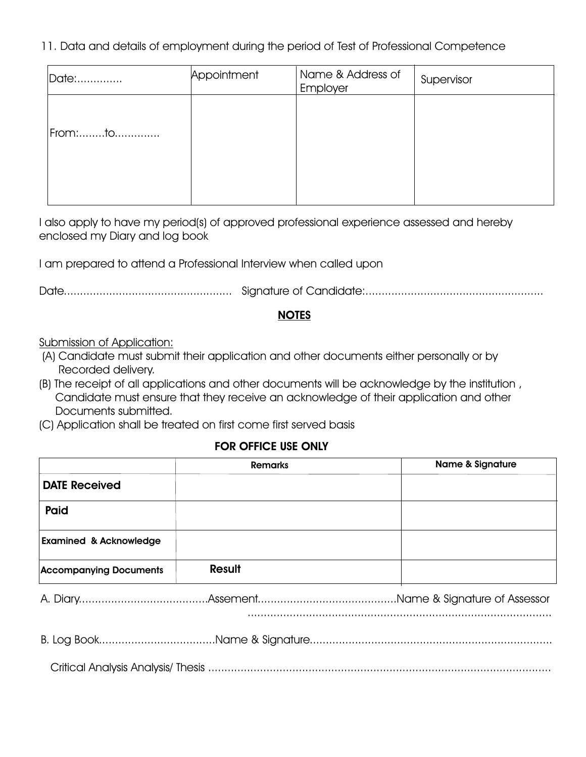11. Data and details of employment during the period of Test of Professional Competence

| Date:.............. | Appointment | Name & Address of Employer | Supervisor |
|---|---|---|---|
| From:.........to............. | | | |

I also apply to have my period(s) of approved professional experience assessed and hereby enclosed my Diary and log book

I am prepared to attend a Professional Interview when called upon

Date................................................... Signature of Candidate:......................................................

## NOTES

Submission of Application:

(A) Candidate must submit their application and other documents either personally or by Recorded delivery.

(B) The receipt of all applications and other documents will be acknowledge by the institution , Candidate must ensure that they receive an acknowledge of their application and other Documents submitted.

(C) Application shall be treated on first come first served basis

### FOR OFFICE USE ONLY

| | Remarks | Name & Signature |
|---|---|---|
| **DATE Received** | | |
| **Paid** | | |
| **Examined & Acknowledge** | | |
| **Accompanying Documents** | **Result** | |

A. Diary.......................................Assement..........................................Name & Signature of Assessor
..........................................................................................

B. Log Book...................................Name & Signature.........................................................................

Critical Analysis Analysis/ Thesis ........................................................................................................